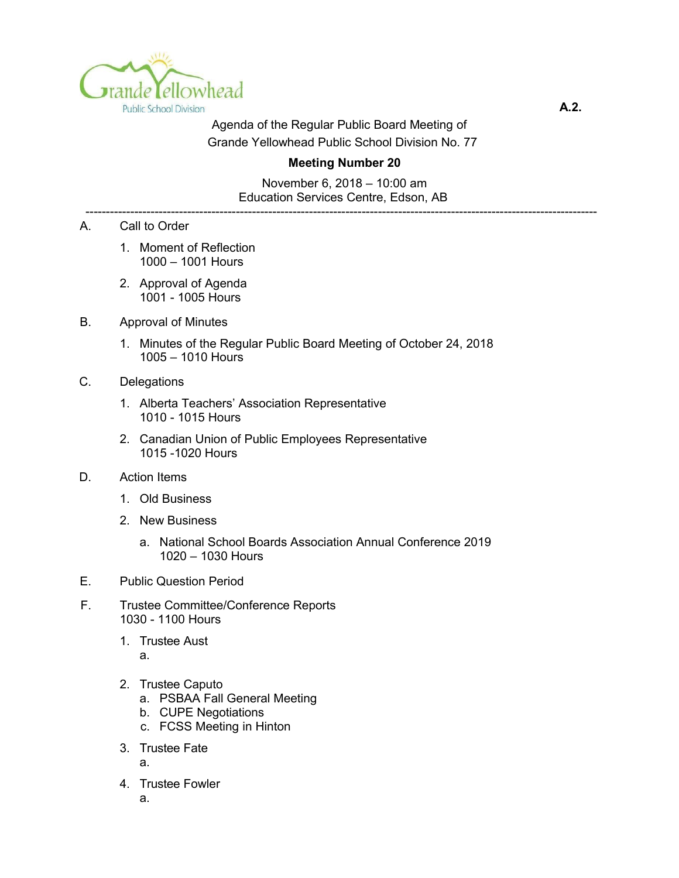Grande Yellowhead Public School Division

A.2.

Agenda of the Regular Public Board Meeting of
Grande Yellowhead Public School Division No. 77

**Meeting Number 20**

November 6, 2018 – 10:00 am
Education Services Centre, Edson, AB

---

A. Call to Order

1. Moment of Reflection
   1000 – 1001 Hours
2. Approval of Agenda
   1001 - 1005 Hours

B. Approval of Minutes

1. Minutes of the Regular Public Board Meeting of October 24, 2018
   1005 – 1010 Hours

C. Delegations

1. Alberta Teachers' Association Representative
   1010 - 1015 Hours
2. Canadian Union of Public Employees Representative
   1015 -1020 Hours

D. Action Items

1. Old Business
2. New Business
   a. National School Boards Association Annual Conference 2019
      1020 – 1030 Hours

E. Public Question Period

F. Trustee Committee/Conference Reports
   1030 - 1100 Hours

1. Trustee Aust
   a.
2. Trustee Caputo
   a. PSBAA Fall General Meeting
   b. CUPE Negotiations
   c. FCSS Meeting in Hinton
3. Trustee Fate
   a.
4. Trustee Fowler
   a.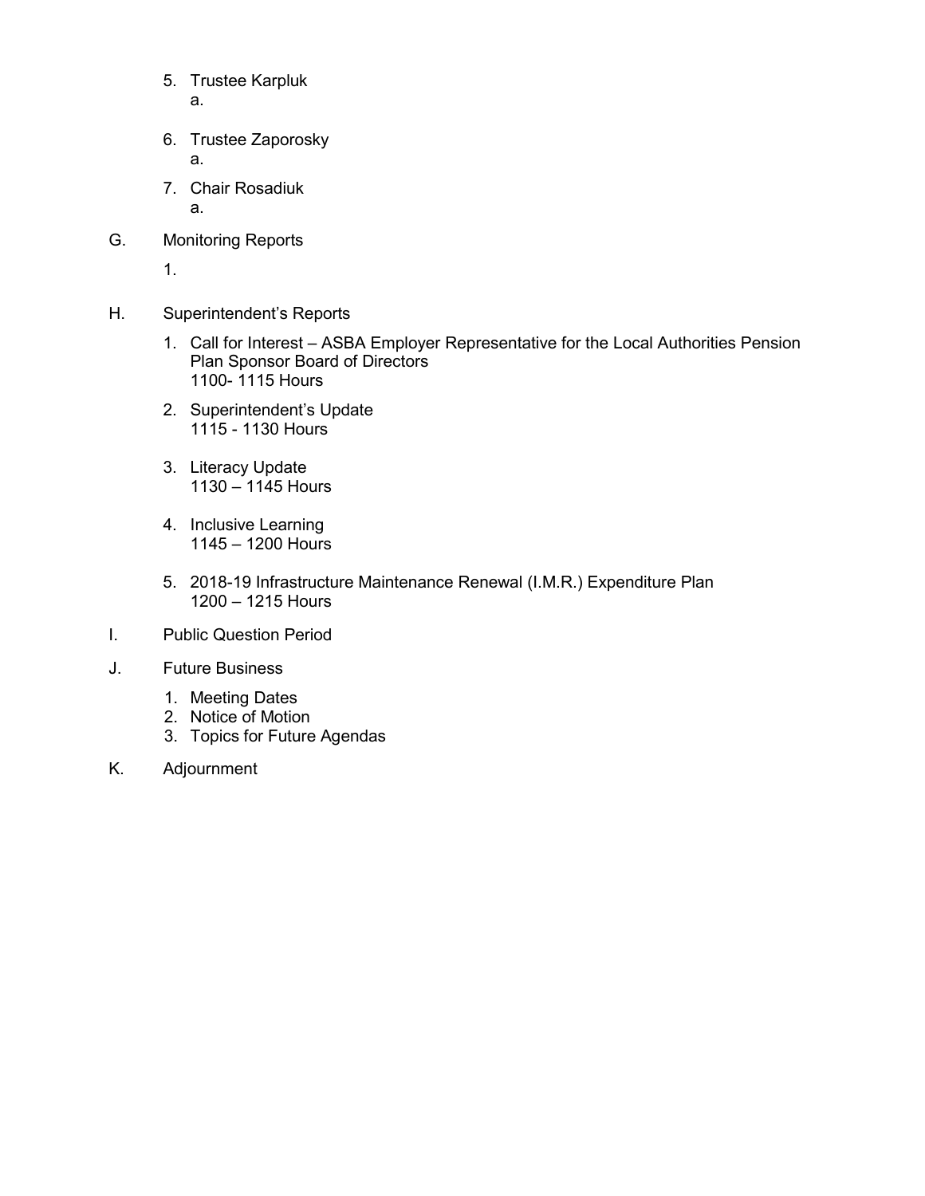5. Trustee Karpluk
   a.

6. Trustee Zaporosky
   a.

7. Chair Rosadiuk
   a.

G. Monitoring Reports

   1.

H. Superintendent's Reports

   1. Call for Interest – ASBA Employer Representative for the Local Authorities Pension Plan Sponsor Board of Directors
      1100- 1115 Hours

   2. Superintendent's Update
      1115 - 1130 Hours

   3. Literacy Update
      1130 – 1145 Hours

   4. Inclusive Learning
      1145 – 1200 Hours

   5. 2018-19 Infrastructure Maintenance Renewal (I.M.R.) Expenditure Plan
      1200 – 1215 Hours

I. Public Question Period

J. Future Business

   1. Meeting Dates
   2. Notice of Motion
   3. Topics for Future Agendas

K. Adjournment